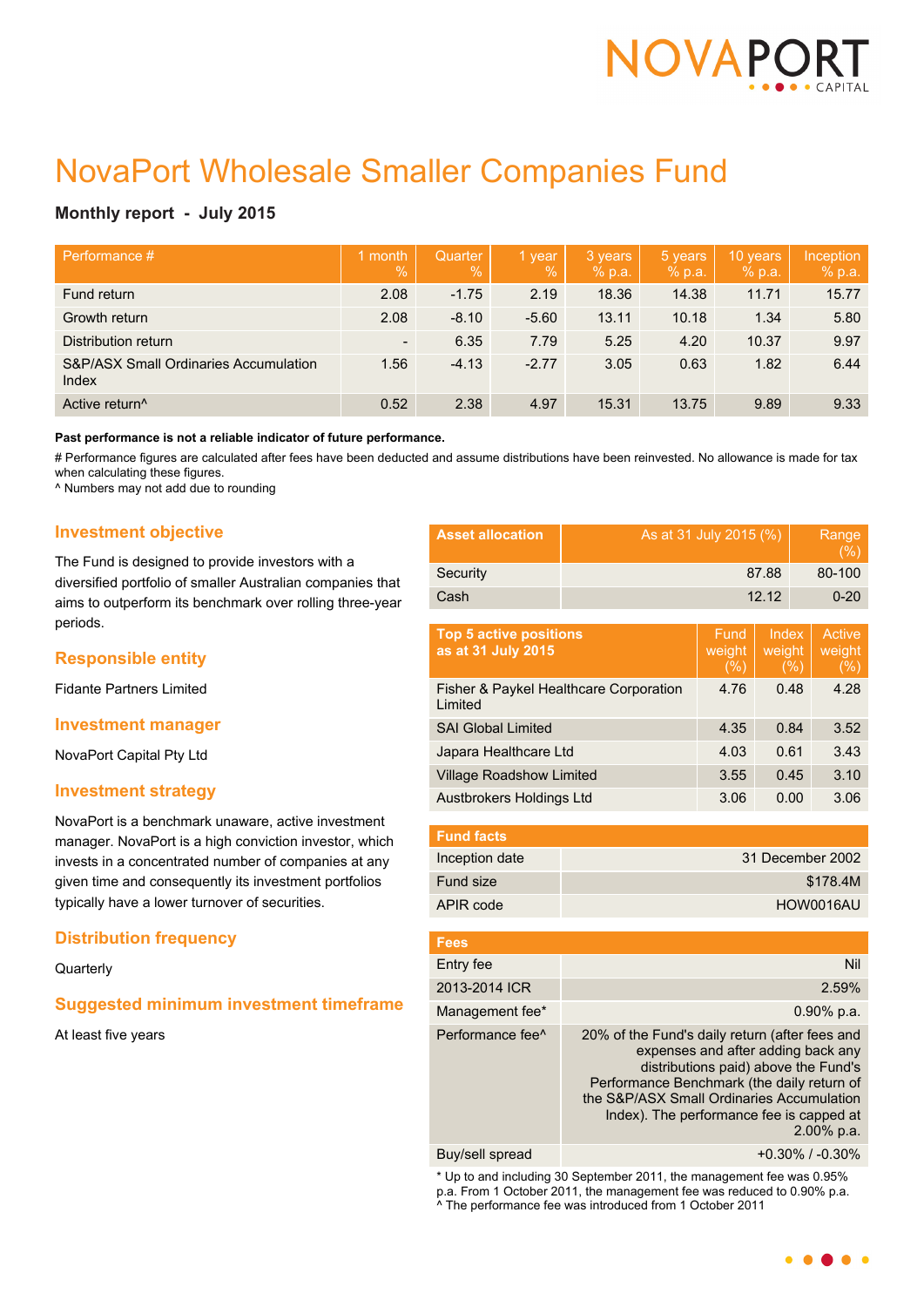# NovaPort Wholesale Smaller Companies Fund

**Monthly report - July 2015**

| Performance # | 1 month % | Quarter % | 1 year % | 3 years % p.a. | 5 years % p.a. | 10 years % p.a. | Inception % p.a. |
|---|---|---|---|---|---|---|---|
| Fund return | 2.08 | -1.75 | 2.19 | 18.36 | 14.38 | 11.71 | 15.77 |
| Growth return | 2.08 | -8.10 | -5.60 | 13.11 | 10.18 | 1.34 | 5.80 |
| Distribution return | - | 6.35 | 7.79 | 5.25 | 4.20 | 10.37 | 9.97 |
| S&P/ASX Small Ordinaries Accumulation Index | 1.56 | -4.13 | -2.77 | 3.05 | 0.63 | 1.82 | 6.44 |
| Active return^ | 0.52 | 2.38 | 4.97 | 15.31 | 13.75 | 9.89 | 9.33 |

**Past performance is not a reliable indicator of future performance.**

# Performance figures are calculated after fees have been deducted and assume distributions have been reinvested. No allowance is made for tax when calculating these figures.

^ Numbers may not add due to rounding

## Investment objective

The Fund is designed to provide investors with a diversified portfolio of smaller Australian companies that aims to outperform its benchmark over rolling three-year periods.

## Responsible entity

Fidante Partners Limited

## Investment manager

NovaPort Capital Pty Ltd

## Investment strategy

NovaPort is a benchmark unaware, active investment manager. NovaPort is a high conviction investor, which invests in a concentrated number of companies at any given time and consequently its investment portfolios typically have a lower turnover of securities.

## Distribution frequency

Quarterly

## Suggested minimum investment timeframe

At least five years

| Asset allocation | As at 31 July 2015 (%) | Range (%) |
|---|---|---|
| Security | 87.88 | 80-100 |
| Cash | 12.12 | 0-20 |

| Top 5 active positions as at 31 July 2015 | Fund weight (%) | Index weight (%) | Active weight (%) |
|---|---|---|---|
| Fisher & Paykel Healthcare Corporation Limited | 4.76 | 0.48 | 4.28 |
| SAI Global Limited | 4.35 | 0.84 | 3.52 |
| Japara Healthcare Ltd | 4.03 | 0.61 | 3.43 |
| Village Roadshow Limited | 3.55 | 0.45 | 3.10 |
| Austbrokers Holdings Ltd | 3.06 | 0.00 | 3.06 |

| Fund facts | |
|---|---|
| Inception date | 31 December 2002 |
| Fund size | $178.4M |
| APIR code | HOW0016AU |

| Fees | |
|---|---|
| Entry fee | Nil |
| 2013-2014 ICR | 2.59% |
| Management fee* | 0.90% p.a. |
| Performance fee^ | 20% of the Fund's daily return (after fees and expenses and after adding back any distributions paid) above the Fund's Performance Benchmark (the daily return of the S&P/ASX Small Ordinaries Accumulation Index). The performance fee is capped at 2.00% p.a. |
| Buy/sell spread | +0.30% / -0.30% |

* Up to and including 30 September 2011, the management fee was 0.95% p.a. From 1 October 2011, the management fee was reduced to 0.90% p.a.

^ The performance fee was introduced from 1 October 2011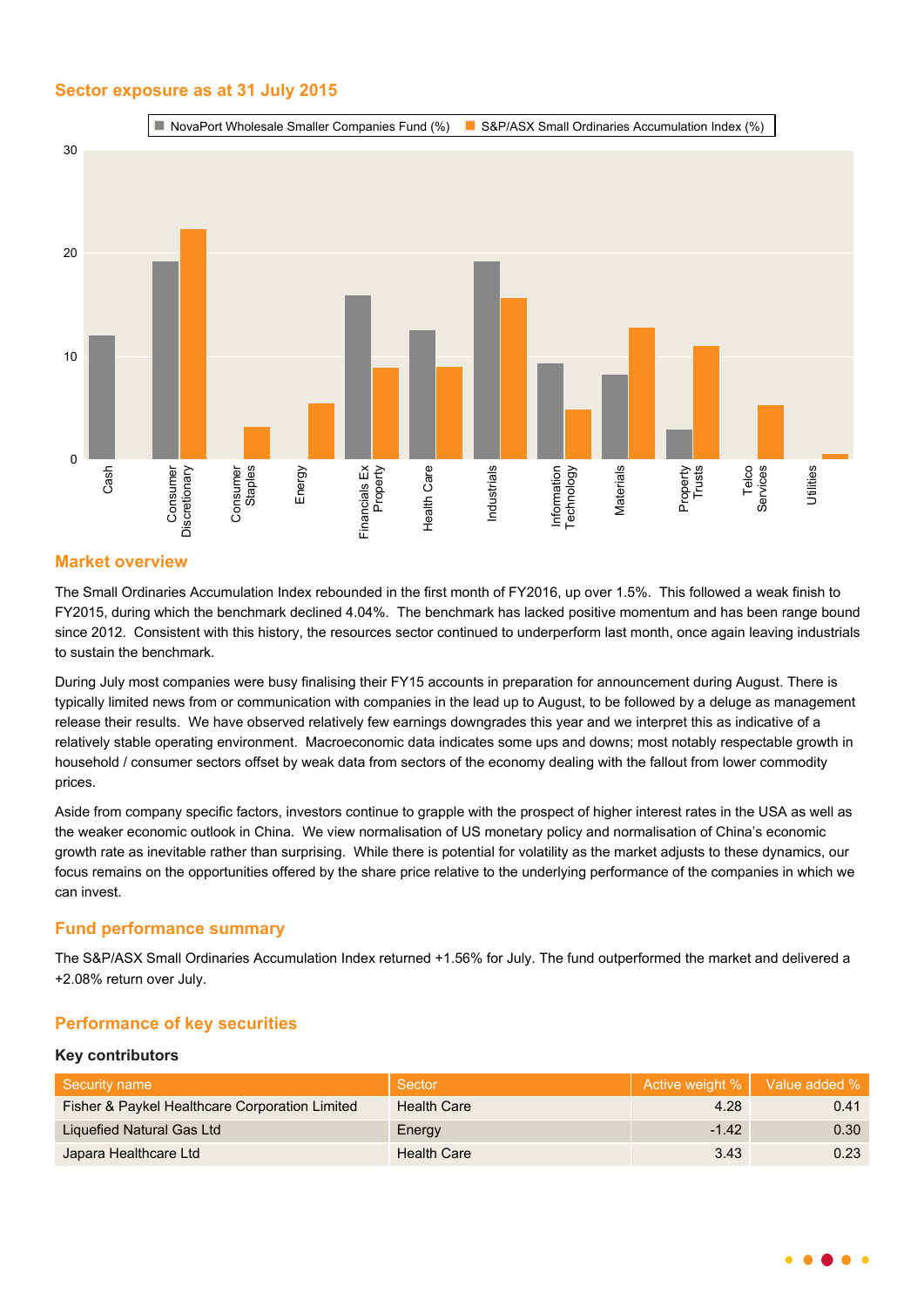## Sector exposure as at 31 July 2015

## Market overview

The Small Ordinaries Accumulation Index rebounded in the first month of FY2016, up over 1.5%. This followed a weak finish to FY2015, during which the benchmark declined 4.04%. The benchmark has lacked positive momentum and has been range bound since 2012. Consistent with this history, the resources sector continued to underperform last month, once again leaving industrials to sustain the benchmark.

During July most companies were busy finalising their FY15 accounts in preparation for announcement during August. There is typically limited news from or communication with companies in the lead up to August, to be followed by a deluge as management release their results. We have observed relatively few earnings downgrades this year and we interpret this as indicative of a relatively stable operating environment. Macroeconomic data indicates some ups and downs; most notably respectable growth in household / consumer sectors offset by weak data from sectors of the economy dealing with the fallout from lower commodity prices.

Aside from company specific factors, investors continue to grapple with the prospect of higher interest rates in the USA as well as the weaker economic outlook in China. We view normalisation of US monetary policy and normalisation of China's economic growth rate as inevitable rather than surprising. While there is potential for volatility as the market adjusts to these dynamics, our focus remains on the opportunities offered by the share price relative to the underlying performance of the companies in which we can invest.

## Fund performance summary

The S&P/ASX Small Ordinaries Accumulation Index returned +1.56% for July. The fund outperformed the market and delivered a +2.08% return over July.

## Performance of key securities

### Key contributors

| Security name | Sector | Active weight % | Value added % |
|---|---|---|---|
| Fisher & Paykel Healthcare Corporation Limited | Health Care | 4.28 | 0.41 |
| Liquefied Natural Gas Ltd | Energy | -1.42 | 0.30 |
| Japara Healthcare Ltd | Health Care | 3.43 | 0.23 |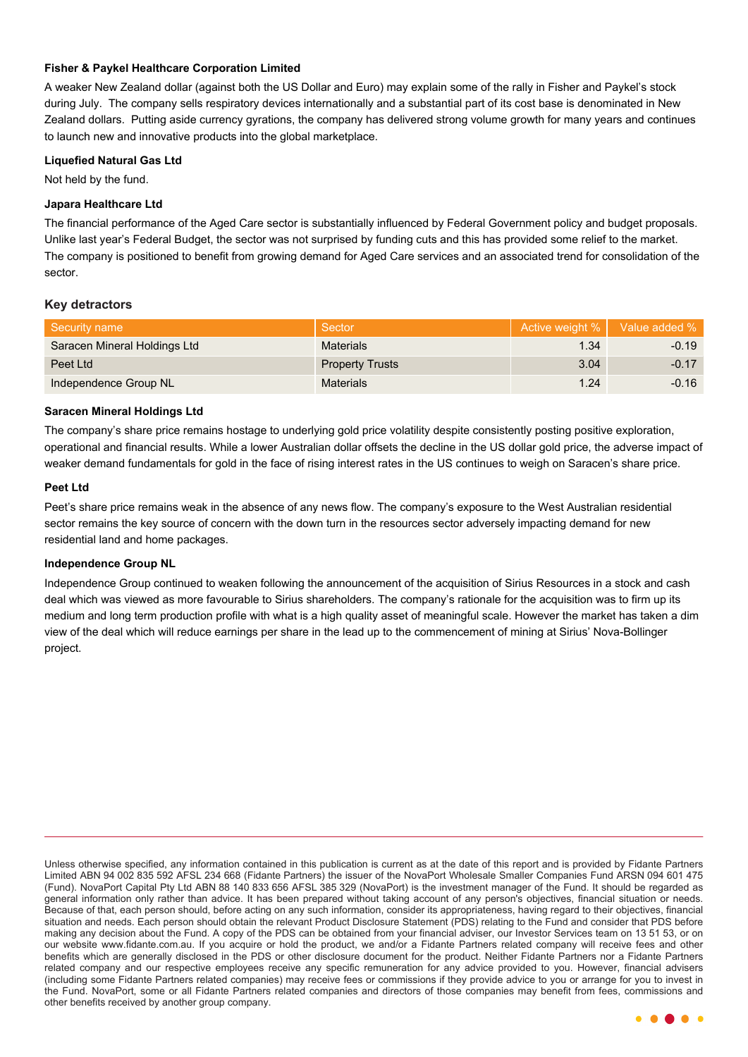**Fisher & Paykel Healthcare Corporation Limited**

A weaker New Zealand dollar (against both the US Dollar and Euro) may explain some of the rally in Fisher and Paykel's stock during July. The company sells respiratory devices internationally and a substantial part of its cost base is denominated in New Zealand dollars. Putting aside currency gyrations, the company has delivered strong volume growth for many years and continues to launch new and innovative products into the global marketplace.

**Liquefied Natural Gas Ltd**

Not held by the fund.

**Japara Healthcare Ltd**

The financial performance of the Aged Care sector is substantially influenced by Federal Government policy and budget proposals. Unlike last year's Federal Budget, the sector was not surprised by funding cuts and this has provided some relief to the market. The company is positioned to benefit from growing demand for Aged Care services and an associated trend for consolidation of the sector.

## Key detractors

| Security name | Sector | Active weight % | Value added % |
|---|---|---|---|
| Saracen Mineral Holdings Ltd | Materials | 1.34 | -0.19 |
| Peet Ltd | Property Trusts | 3.04 | -0.17 |
| Independence Group NL | Materials | 1.24 | -0.16 |

**Saracen Mineral Holdings Ltd**

The company's share price remains hostage to underlying gold price volatility despite consistently posting positive exploration, operational and financial results. While a lower Australian dollar offsets the decline in the US dollar gold price, the adverse impact of weaker demand fundamentals for gold in the face of rising interest rates in the US continues to weigh on Saracen's share price.

**Peet Ltd**

Peet's share price remains weak in the absence of any news flow. The company's exposure to the West Australian residential sector remains the key source of concern with the down turn in the resources sector adversely impacting demand for new residential land and home packages.

**Independence Group NL**

Independence Group continued to weaken following the announcement of the acquisition of Sirius Resources in a stock and cash deal which was viewed as more favourable to Sirius shareholders. The company's rationale for the acquisition was to firm up its medium and long term production profile with what is a high quality asset of meaningful scale. However the market has taken a dim view of the deal which will reduce earnings per share in the lead up to the commencement of mining at Sirius' Nova-Bollinger project.

---

Unless otherwise specified, any information contained in this publication is current as at the date of this report and is provided by Fidante Partners Limited ABN 94 002 835 592 AFSL 234 668 (Fidante Partners) the issuer of the NovaPort Wholesale Smaller Companies Fund ARSN 094 601 475 (Fund). NovaPort Capital Pty Ltd ABN 88 140 833 656 AFSL 385 329 (NovaPort) is the investment manager of the Fund. It should be regarded as general information only rather than advice. It has been prepared without taking account of any person's objectives, financial situation or needs. Because of that, each person should, before acting on any such information, consider its appropriateness, having regard to their objectives, financial situation and needs. Each person should obtain the relevant Product Disclosure Statement (PDS) relating to the Fund and consider that PDS before making any decision about the Fund. A copy of the PDS can be obtained from your financial adviser, our Investor Services team on 13 51 53, or on our website www.fidante.com.au. If you acquire or hold the product, we and/or a Fidante Partners related company will receive fees and other benefits which are generally disclosed in the PDS or other disclosure document for the product. Neither Fidante Partners nor a Fidante Partners related company and our respective employees receive any specific remuneration for any advice provided to you. However, financial advisers (including some Fidante Partners related companies) may receive fees or commissions if they provide advice to you or arrange for you to invest in the Fund. NovaPort, some or all Fidante Partners related companies and directors of those companies may benefit from fees, commissions and other benefits received by another group company.